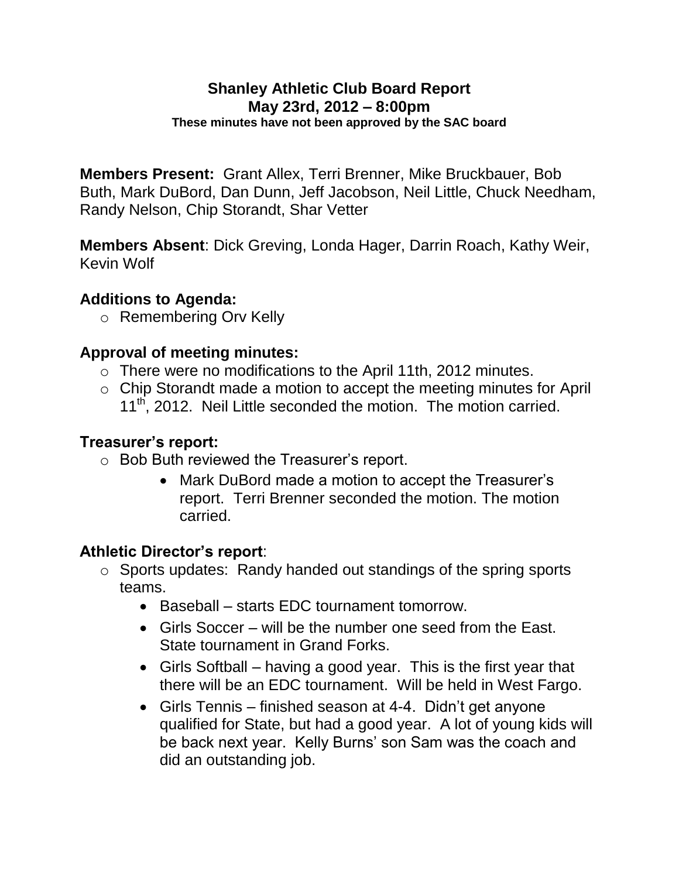# Shanley Athletic Club Board Report

## May 23rd, 2012 – 8:00pm

**These minutes have not been approved by the SAC board**

**Members Present:** Grant Allex, Terri Brenner, Mike Bruckbauer, Bob Buth, Mark DuBord, Dan Dunn, Jeff Jacobson, Neil Little, Chuck Needham, Randy Nelson, Chip Storandt, Shar Vetter

**Members Absent**: Dick Greving, Londa Hager, Darrin Roach, Kathy Weir, Kevin Wolf

### Additions to Agenda:

- Remembering Orv Kelly

### Approval of meeting minutes:

- There were no modifications to the April 11th, 2012 minutes.
- Chip Storandt made a motion to accept the meeting minutes for April 11th, 2012. Neil Little seconded the motion. The motion carried.

### Treasurer's report:

- Bob Buth reviewed the Treasurer's report.
  - Mark DuBord made a motion to accept the Treasurer's report. Terri Brenner seconded the motion. The motion carried.

### Athletic Director's report:

- Sports updates: Randy handed out standings of the spring sports teams.
  - Baseball – starts EDC tournament tomorrow.
  - Girls Soccer – will be the number one seed from the East. State tournament in Grand Forks.
  - Girls Softball – having a good year. This is the first year that there will be an EDC tournament. Will be held in West Fargo.
  - Girls Tennis – finished season at 4-4. Didn't get anyone qualified for State, but had a good year. A lot of young kids will be back next year. Kelly Burns' son Sam was the coach and did an outstanding job.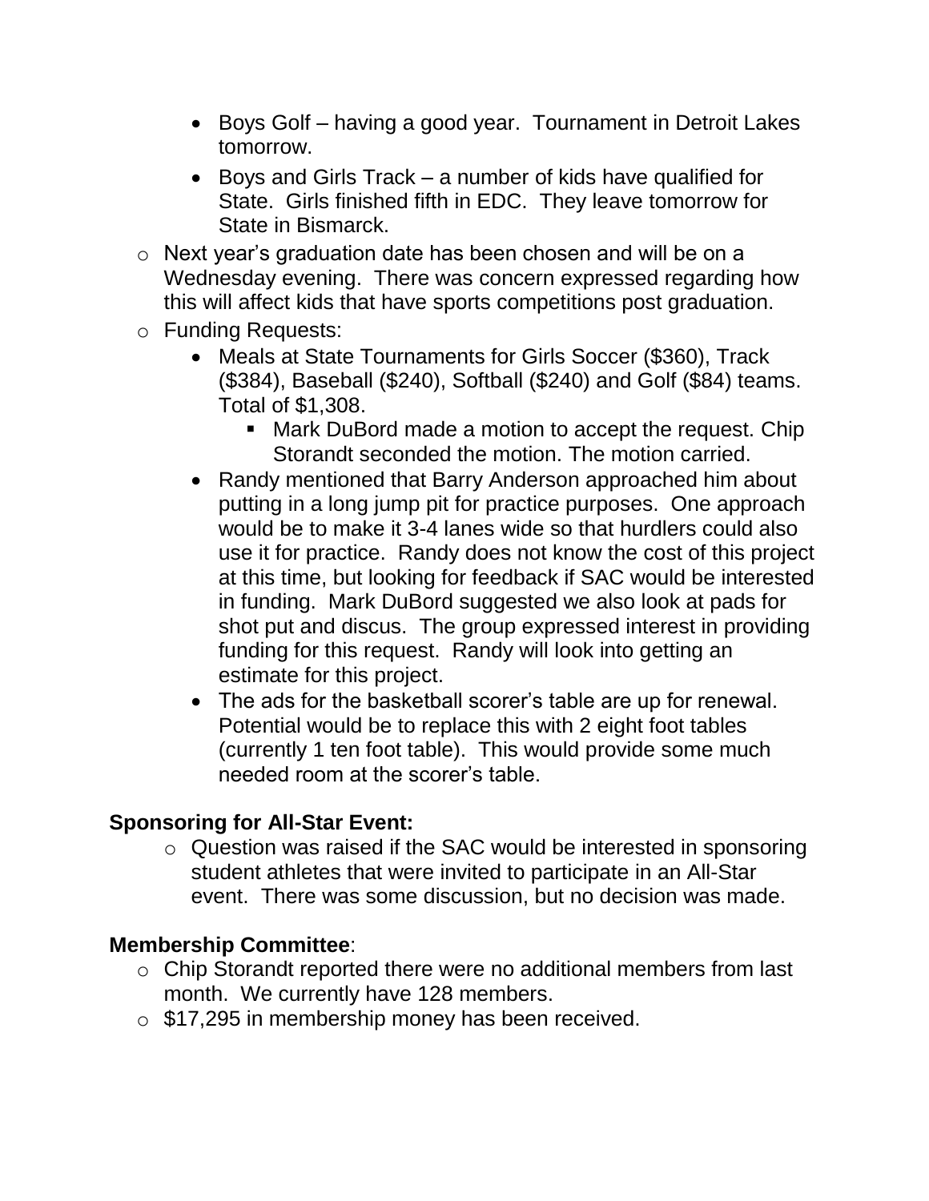- Boys Golf – having a good year. Tournament in Detroit Lakes tomorrow.
    - Boys and Girls Track – a number of kids have qualified for State. Girls finished fifth in EDC. They leave tomorrow for State in Bismarck.
- Next year's graduation date has been chosen and will be on a Wednesday evening. There was concern expressed regarding how this will affect kids that have sports competitions post graduation.
- Funding Requests:
    - Meals at State Tournaments for Girls Soccer ($360), Track ($384), Baseball ($240), Softball ($240) and Golf ($84) teams. Total of $1,308.
        - Mark DuBord made a motion to accept the request. Chip Storandt seconded the motion. The motion carried.
    - Randy mentioned that Barry Anderson approached him about putting in a long jump pit for practice purposes. One approach would be to make it 3-4 lanes wide so that hurdlers could also use it for practice. Randy does not know the cost of this project at this time, but looking for feedback if SAC would be interested in funding. Mark DuBord suggested we also look at pads for shot put and discus. The group expressed interest in providing funding for this request. Randy will look into getting an estimate for this project.
    - The ads for the basketball scorer's table are up for renewal. Potential would be to replace this with 2 eight foot tables (currently 1 ten foot table). This would provide some much needed room at the scorer's table.

**Sponsoring for All-Star Event:**

- Question was raised if the SAC would be interested in sponsoring student athletes that were invited to participate in an All-Star event. There was some discussion, but no decision was made.

**Membership Committee**:

- Chip Storandt reported there were no additional members from last month. We currently have 128 members.
- $17,295 in membership money has been received.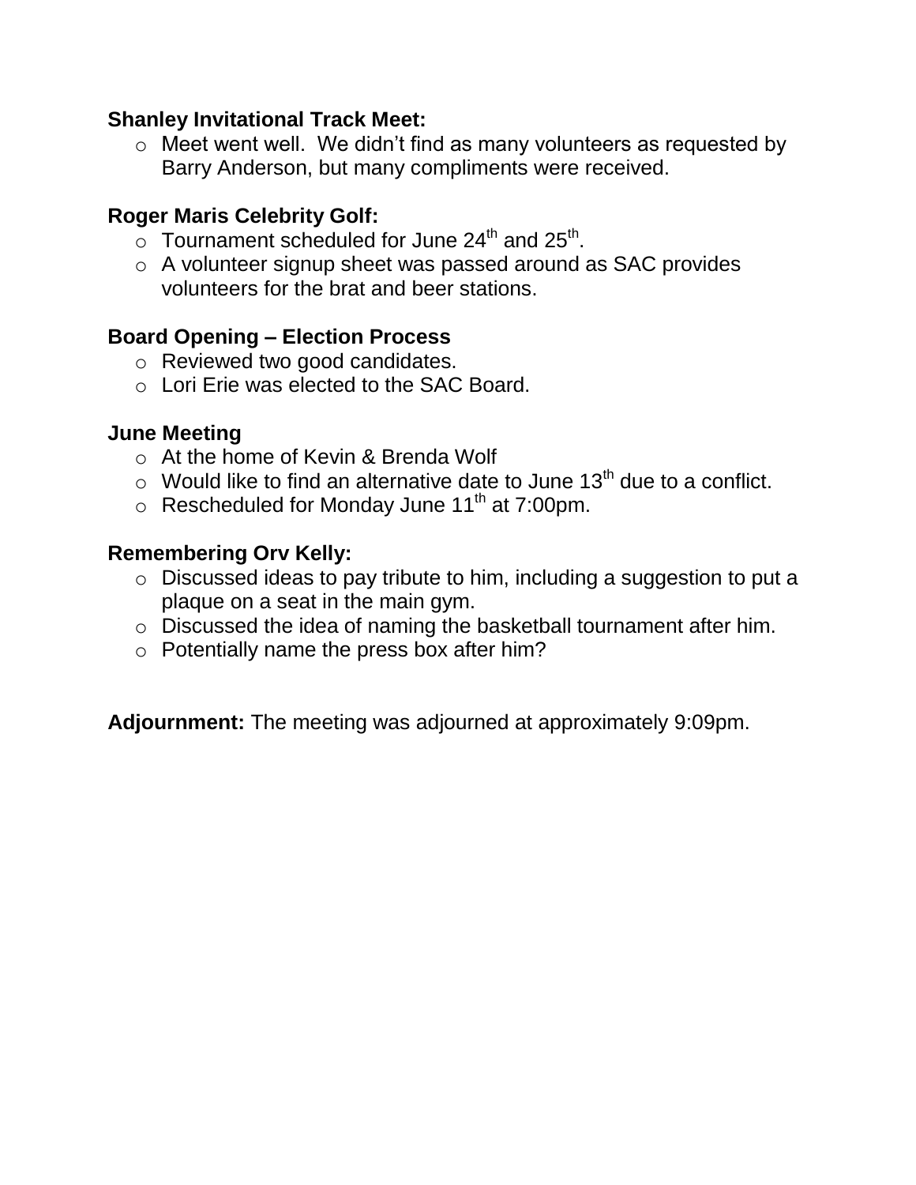**Shanley Invitational Track Meet:**

- Meet went well. We didn't find as many volunteers as requested by Barry Anderson, but many compliments were received.

**Roger Maris Celebrity Golf:**

- Tournament scheduled for June 24th and 25th.
- A volunteer signup sheet was passed around as SAC provides volunteers for the brat and beer stations.

**Board Opening – Election Process**

- Reviewed two good candidates.
- Lori Erie was elected to the SAC Board.

**June Meeting**

- At the home of Kevin & Brenda Wolf
- Would like to find an alternative date to June 13th due to a conflict.
- Rescheduled for Monday June 11th at 7:00pm.

**Remembering Orv Kelly:**

- Discussed ideas to pay tribute to him, including a suggestion to put a plaque on a seat in the main gym.
- Discussed the idea of naming the basketball tournament after him.
- Potentially name the press box after him?

**Adjournment:** The meeting was adjourned at approximately 9:09pm.